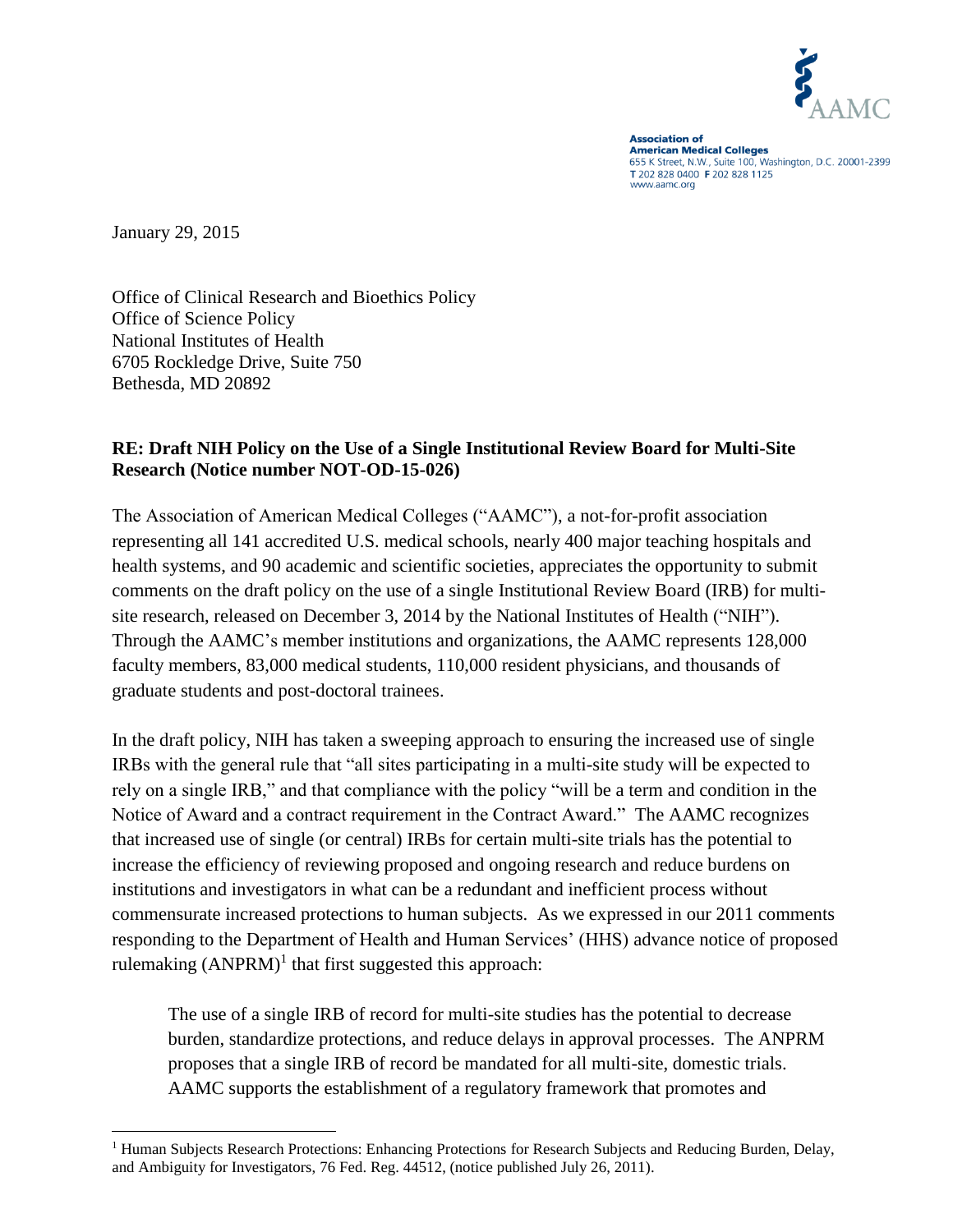AAMC

**Association of American Medical Colleges**
655 K Street, N.W., Suite 100, Washington, D.C. 20001-2399
T 202 828 0400 F 202 828 1125
www.aamc.org

January 29, 2015

Office of Clinical Research and Bioethics Policy
Office of Science Policy
National Institutes of Health
6705 Rockledge Drive, Suite 750
Bethesda, MD 20892

**RE: Draft NIH Policy on the Use of a Single Institutional Review Board for Multi-Site Research (Notice number NOT-OD-15-026)**

The Association of American Medical Colleges ("AAMC"), a not-for-profit association representing all 141 accredited U.S. medical schools, nearly 400 major teaching hospitals and health systems, and 90 academic and scientific societies, appreciates the opportunity to submit comments on the draft policy on the use of a single Institutional Review Board (IRB) for multi-site research, released on December 3, 2014 by the National Institutes of Health ("NIH"). Through the AAMC's member institutions and organizations, the AAMC represents 128,000 faculty members, 83,000 medical students, 110,000 resident physicians, and thousands of graduate students and post-doctoral trainees.

In the draft policy, NIH has taken a sweeping approach to ensuring the increased use of single IRBs with the general rule that "all sites participating in a multi-site study will be expected to rely on a single IRB," and that compliance with the policy "will be a term and condition in the Notice of Award and a contract requirement in the Contract Award." The AAMC recognizes that increased use of single (or central) IRBs for certain multi-site trials has the potential to increase the efficiency of reviewing proposed and ongoing research and reduce burdens on institutions and investigators in what can be a redundant and inefficient process without commensurate increased protections to human subjects. As we expressed in our 2011 comments responding to the Department of Health and Human Services' (HHS) advance notice of proposed rulemaking (ANPRM)[1] that first suggested this approach:

> The use of a single IRB of record for multi-site studies has the potential to decrease burden, standardize protections, and reduce delays in approval processes. The ANPRM proposes that a single IRB of record be mandated for all multi-site, domestic trials. AAMC supports the establishment of a regulatory framework that promotes and

[1] Human Subjects Research Protections: Enhancing Protections for Research Subjects and Reducing Burden, Delay, and Ambiguity for Investigators, 76 Fed. Reg. 44512, (notice published July 26, 2011).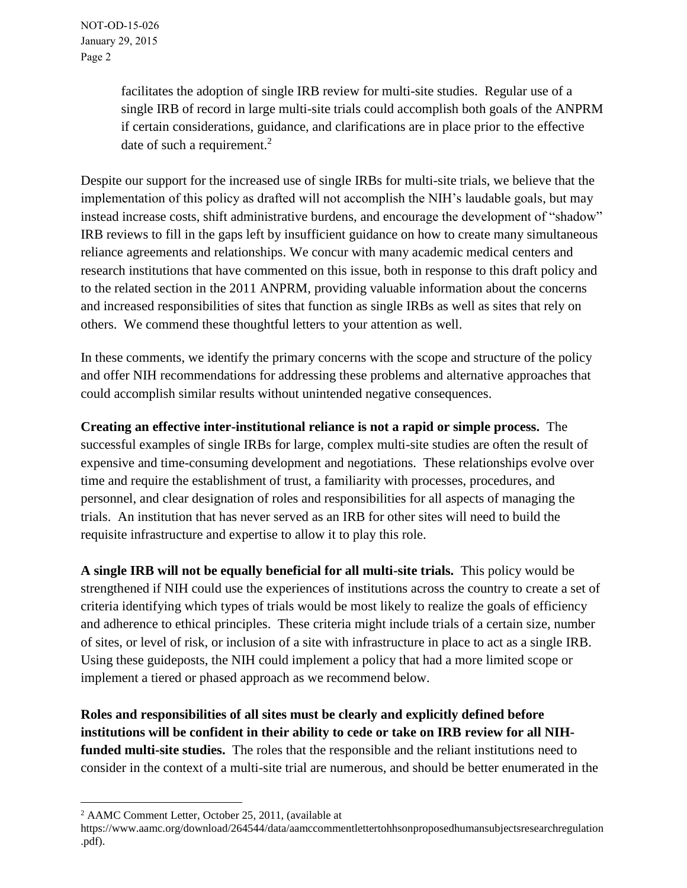facilitates the adoption of single IRB review for multi-site studies. Regular use of a single IRB of record in large multi-site trials could accomplish both goals of the ANPRM if certain considerations, guidance, and clarifications are in place prior to the effective date of such a requirement.[2]

Despite our support for the increased use of single IRBs for multi-site trials, we believe that the implementation of this policy as drafted will not accomplish the NIH's laudable goals, but may instead increase costs, shift administrative burdens, and encourage the development of "shadow" IRB reviews to fill in the gaps left by insufficient guidance on how to create many simultaneous reliance agreements and relationships. We concur with many academic medical centers and research institutions that have commented on this issue, both in response to this draft policy and to the related section in the 2011 ANPRM, providing valuable information about the concerns and increased responsibilities of sites that function as single IRBs as well as sites that rely on others. We commend these thoughtful letters to your attention as well.

In these comments, we identify the primary concerns with the scope and structure of the policy and offer NIH recommendations for addressing these problems and alternative approaches that could accomplish similar results without unintended negative consequences.

**Creating an effective inter-institutional reliance is not a rapid or simple process.** The successful examples of single IRBs for large, complex multi-site studies are often the result of expensive and time-consuming development and negotiations. These relationships evolve over time and require the establishment of trust, a familiarity with processes, procedures, and personnel, and clear designation of roles and responsibilities for all aspects of managing the trials. An institution that has never served as an IRB for other sites will need to build the requisite infrastructure and expertise to allow it to play this role.

**A single IRB will not be equally beneficial for all multi-site trials.** This policy would be strengthened if NIH could use the experiences of institutions across the country to create a set of criteria identifying which types of trials would be most likely to realize the goals of efficiency and adherence to ethical principles. These criteria might include trials of a certain size, number of sites, or level of risk, or inclusion of a site with infrastructure in place to act as a single IRB. Using these guideposts, the NIH could implement a policy that had a more limited scope or implement a tiered or phased approach as we recommend below.

**Roles and responsibilities of all sites must be clearly and explicitly defined before institutions will be confident in their ability to cede or take on IRB review for all NIH-funded multi-site studies.** The roles that the responsible and the reliant institutions need to consider in the context of a multi-site trial are numerous, and should be better enumerated in the

---

[2] AAMC Comment Letter, October 25, 2011, (available at https://www.aamc.org/download/264544/data/aamccommentlettertohhsonproposedhumansubjectsresearchregulation.pdf).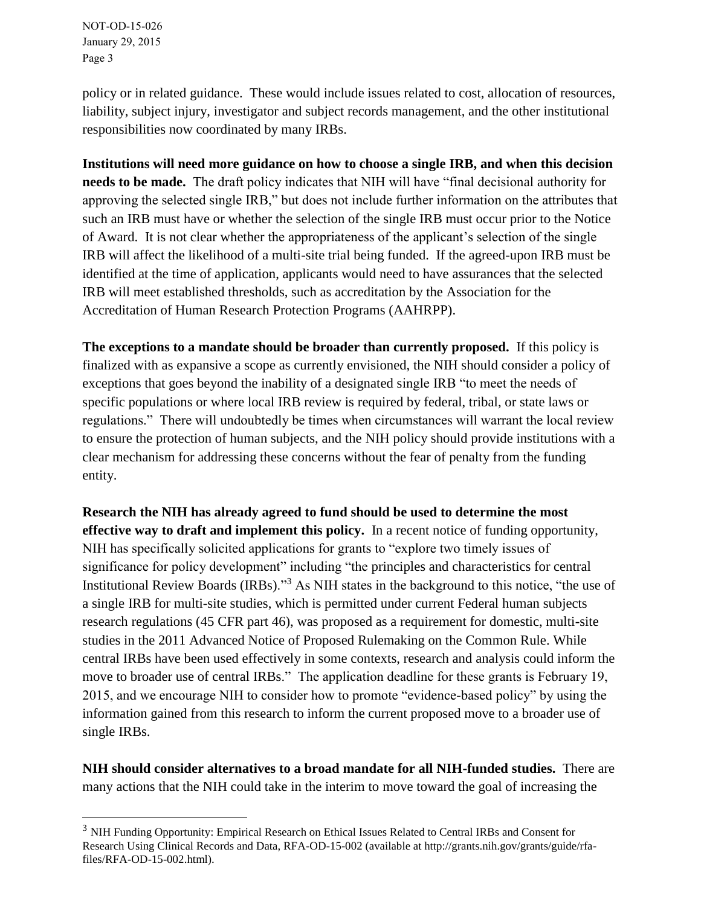policy or in related guidance. These would include issues related to cost, allocation of resources, liability, subject injury, investigator and subject records management, and the other institutional responsibilities now coordinated by many IRBs.

**Institutions will need more guidance on how to choose a single IRB, and when this decision needs to be made.** The draft policy indicates that NIH will have "final decisional authority for approving the selected single IRB," but does not include further information on the attributes that such an IRB must have or whether the selection of the single IRB must occur prior to the Notice of Award. It is not clear whether the appropriateness of the applicant's selection of the single IRB will affect the likelihood of a multi-site trial being funded. If the agreed-upon IRB must be identified at the time of application, applicants would need to have assurances that the selected IRB will meet established thresholds, such as accreditation by the Association for the Accreditation of Human Research Protection Programs (AAHRPP).

**The exceptions to a mandate should be broader than currently proposed.** If this policy is finalized with as expansive a scope as currently envisioned, the NIH should consider a policy of exceptions that goes beyond the inability of a designated single IRB "to meet the needs of specific populations or where local IRB review is required by federal, tribal, or state laws or regulations." There will undoubtedly be times when circumstances will warrant the local review to ensure the protection of human subjects, and the NIH policy should provide institutions with a clear mechanism for addressing these concerns without the fear of penalty from the funding entity.

**Research the NIH has already agreed to fund should be used to determine the most effective way to draft and implement this policy.** In a recent notice of funding opportunity, NIH has specifically solicited applications for grants to "explore two timely issues of significance for policy development" including "the principles and characteristics for central Institutional Review Boards (IRBs)."[3] As NIH states in the background to this notice, "the use of a single IRB for multi-site studies, which is permitted under current Federal human subjects research regulations (45 CFR part 46), was proposed as a requirement for domestic, multi-site studies in the 2011 Advanced Notice of Proposed Rulemaking on the Common Rule. While central IRBs have been used effectively in some contexts, research and analysis could inform the move to broader use of central IRBs." The application deadline for these grants is February 19, 2015, and we encourage NIH to consider how to promote "evidence-based policy" by using the information gained from this research to inform the current proposed move to a broader use of single IRBs.

**NIH should consider alternatives to a broad mandate for all NIH-funded studies.** There are many actions that the NIH could take in the interim to move toward the goal of increasing the

---

[3] NIH Funding Opportunity: Empirical Research on Ethical Issues Related to Central IRBs and Consent for Research Using Clinical Records and Data, RFA-OD-15-002 (available at http://grants.nih.gov/grants/guide/rfa-files/RFA-OD-15-002.html).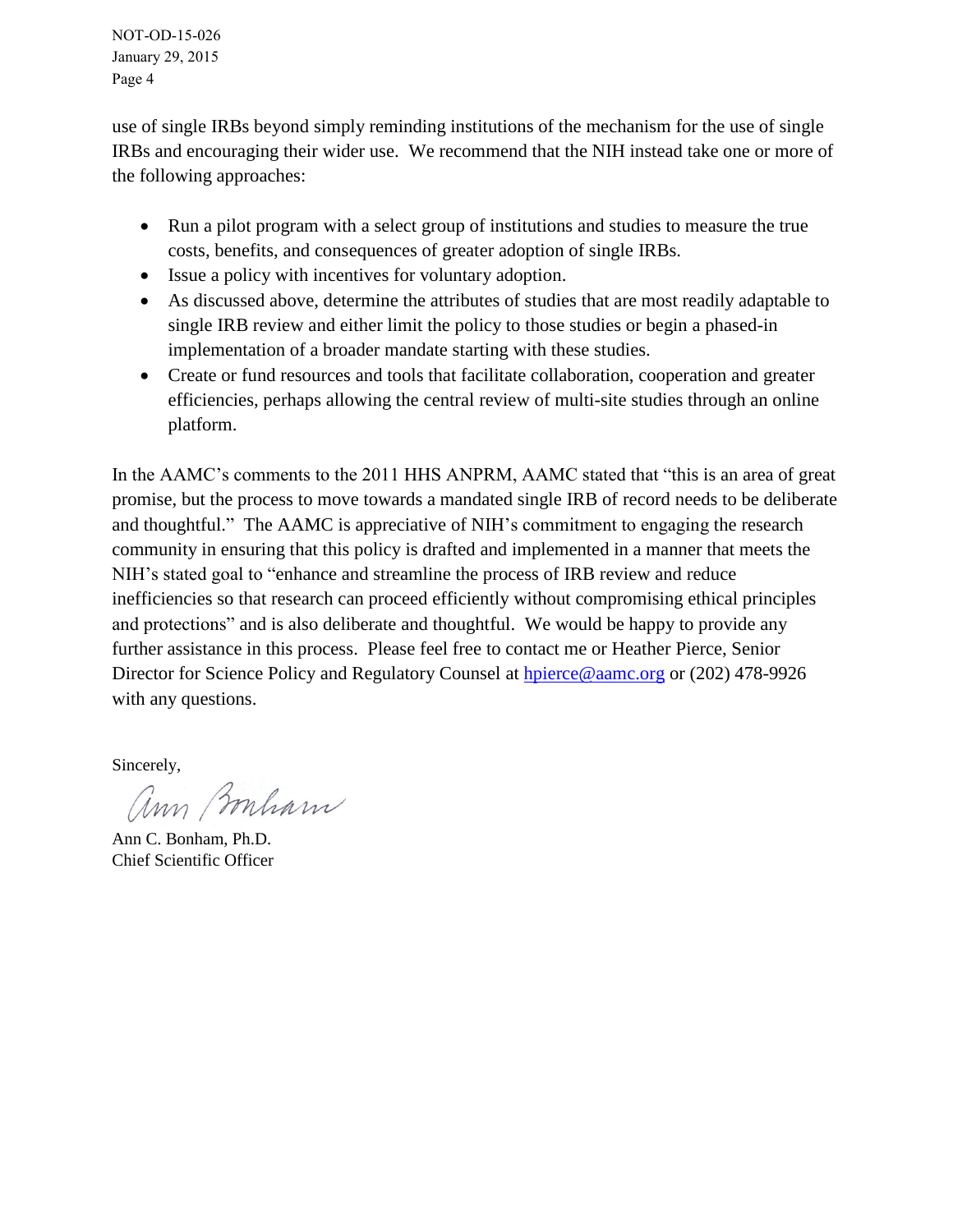use of single IRBs beyond simply reminding institutions of the mechanism for the use of single IRBs and encouraging their wider use. We recommend that the NIH instead take one or more of the following approaches:

- Run a pilot program with a select group of institutions and studies to measure the true costs, benefits, and consequences of greater adoption of single IRBs.
- Issue a policy with incentives for voluntary adoption.
- As discussed above, determine the attributes of studies that are most readily adaptable to single IRB review and either limit the policy to those studies or begin a phased-in implementation of a broader mandate starting with these studies.
- Create or fund resources and tools that facilitate collaboration, cooperation and greater efficiencies, perhaps allowing the central review of multi-site studies through an online platform.

In the AAMC's comments to the 2011 HHS ANPRM, AAMC stated that "this is an area of great promise, but the process to move towards a mandated single IRB of record needs to be deliberate and thoughtful." The AAMC is appreciative of NIH's commitment to engaging the research community in ensuring that this policy is drafted and implemented in a manner that meets the NIH's stated goal to "enhance and streamline the process of IRB review and reduce inefficiencies so that research can proceed efficiently without compromising ethical principles and protections" and is also deliberate and thoughtful. We would be happy to provide any further assistance in this process. Please feel free to contact me or Heather Pierce, Senior Director for Science Policy and Regulatory Counsel at hpierce@aamc.org or (202) 478-9926 with any questions.

Sincerely,

Ann Bonham

Ann C. Bonham, Ph.D.
Chief Scientific Officer